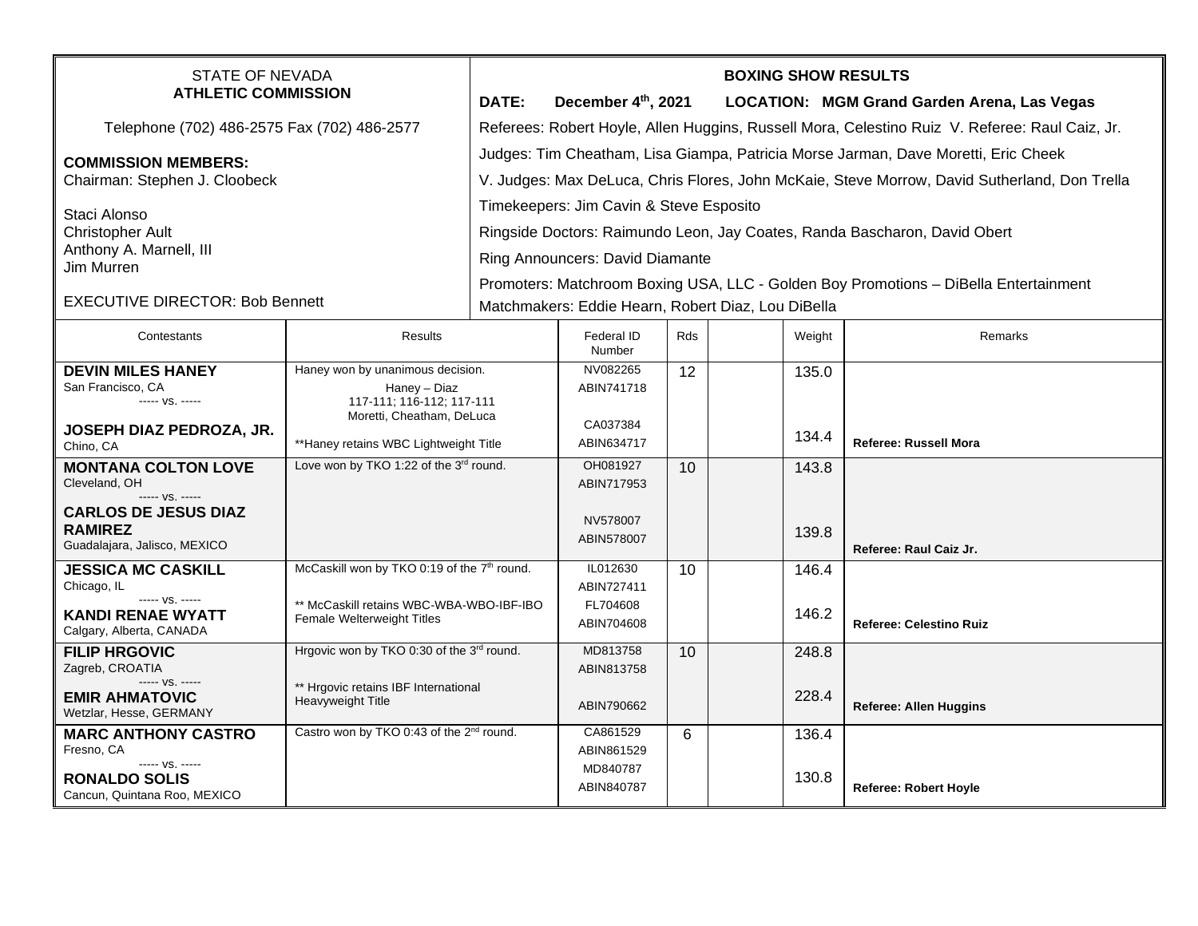STATE OF NEVADA
**ATHLETIC COMMISSION**

Telephone (702) 486-2575 Fax (702) 486-2577

**COMMISSION MEMBERS:**
Chairman: Stephen J. Cloobeck

Staci Alonso
Christopher Ault
Anthony A. Marnell, III
Jim Murren

EXECUTIVE DIRECTOR: Bob Bennett

**BOXING SHOW RESULTS**

**DATE: December 4th, 2021 LOCATION: MGM Grand Garden Arena, Las Vegas**

Referees: Robert Hoyle, Allen Huggins, Russell Mora, Celestino Ruiz V. Referee: Raul Caiz, Jr.

Judges: Tim Cheatham, Lisa Giampa, Patricia Morse Jarman, Dave Moretti, Eric Cheek

V. Judges: Max DeLuca, Chris Flores, John McKaie, Steve Morrow, David Sutherland, Don Trella

Timekeepers: Jim Cavin & Steve Esposito

Ringside Doctors: Raimundo Leon, Jay Coates, Randa Bascharon, David Obert

Ring Announcers: David Diamante

Promoters: Matchroom Boxing USA, LLC - Golden Boy Promotions – DiBella Entertainment

Matchmakers: Eddie Hearn, Robert Diaz, Lou DiBella

| Contestants | Results | Federal ID Number | Rds | | Weight | Remarks |
|---|---|---|---|---|---|---|
| **DEVIN MILES HANEY**<br>San Francisco, CA<br>----- vs. -----<br>**JOSEPH DIAZ PEDROZA, JR.**<br>Chino, CA | Haney won by unanimous decision.<br>Haney – Diaz<br>117-111; 116-112; 117-111<br>Moretti, Cheatham, DeLuca<br>**Haney retains WBC Lightweight Title | NV082265<br>ABIN741718<br>CA037384<br>ABIN634717 | 12 | | 135.0<br>134.4 | **Referee: Russell Mora** |
| **MONTANA COLTON LOVE**<br>Cleveland, OH<br>----- vs. -----<br>**CARLOS DE JESUS DIAZ RAMIREZ**<br>Guadalajara, Jalisco, MEXICO | Love won by TKO 1:22 of the 3rd round. | OH081927<br>ABIN717953<br>NV578007<br>ABIN578007 | 10 | | 143.8<br>139.8 | **Referee: Raul Caiz Jr.** |
| **JESSICA MC CASKILL**<br>Chicago, IL<br>----- vs. -----<br>**KANDI RENAE WYATT**<br>Calgary, Alberta, CANADA | McCaskill won by TKO 0:19 of the 7th round.<br>** McCaskill retains WBC-WBA-WBO-IBF-IBO Female Welterweight Titles | IL012630<br>ABIN727411<br>FL704608<br>ABIN704608 | 10 | | 146.4<br>146.2 | **Referee: Celestino Ruiz** |
| **FILIP HRGOVIC**<br>Zagreb, CROATIA<br>----- vs. -----<br>**EMIR AHMATOVIC**<br>Wetzlar, Hesse, GERMANY | Hrgovic won by TKO 0:30 of the 3rd round.<br>** Hrgovic retains IBF International Heavyweight Title | MD813758<br>ABIN813758<br>ABIN790662 | 10 | | 248.8<br>228.4 | **Referee: Allen Huggins** |
| **MARC ANTHONY CASTRO**<br>Fresno, CA<br>----- vs. -----<br>**RONALDO SOLIS**<br>Cancun, Quintana Roo, MEXICO | Castro won by TKO 0:43 of the 2nd round. | CA861529<br>ABIN861529<br>MD840787<br>ABIN840787 | 6 | | 136.4<br>130.8 | **Referee: Robert Hoyle** |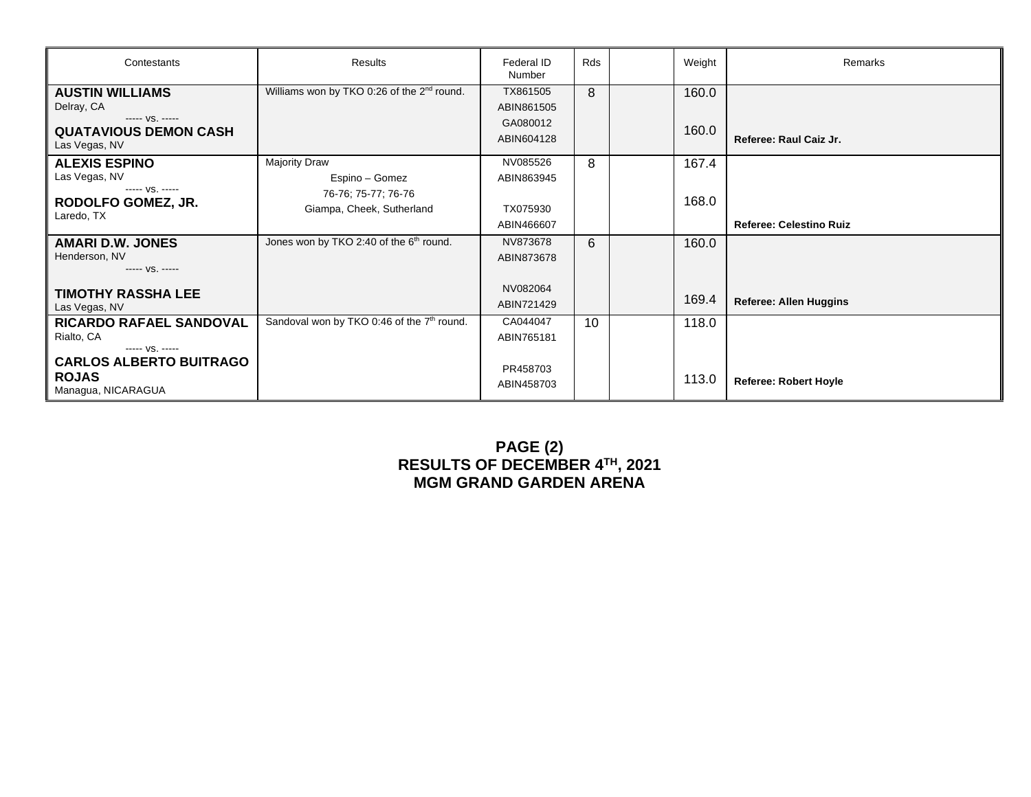| Contestants | Results | Federal ID Number | Rds | | Weight | Remarks |
|---|---|---|---|---|---|---|
| **AUSTIN WILLIAMS** Delray, CA ----- vs. ----- **QUATAVIOUS DEMON CASH** Las Vegas, NV | Williams won by TKO 0:26 of the 2nd round. | TX861505 ABIN861505 GA080012 ABIN604128 | 8 | | 160.0 160.0 | **Referee: Raul Caiz Jr.** |
| **ALEXIS ESPINO** Las Vegas, NV ----- vs. ----- **RODOLFO GOMEZ, JR.** Laredo, TX | Majority Draw Espino – Gomez 76-76; 75-77; 76-76 Giampa, Cheek, Sutherland | NV085526 ABIN863945 TX075930 ABIN466607 | 8 | | 167.4 168.0 | **Referee: Celestino Ruiz** |
| **AMARI D.W. JONES** Henderson, NV ----- vs. ----- **TIMOTHY RASSHA LEE** Las Vegas, NV | Jones won by TKO 2:40 of the 6th round. | NV873678 ABIN873678 NV082064 ABIN721429 | 6 | | 160.0 169.4 | **Referee: Allen Huggins** |
| **RICARDO RAFAEL SANDOVAL** Rialto, CA ----- vs. ----- **CARLOS ALBERTO BUITRAGO ROJAS** Managua, NICARAGUA | Sandoval won by TKO 0:46 of the 7th round. | CA044047 ABIN765181 PR458703 ABIN458703 | 10 | | 118.0 113.0 | **Referee: Robert Hoyle** |

**PAGE (2)**
**RESULTS OF DECEMBER 4TH, 2021**
**MGM GRAND GARDEN ARENA**